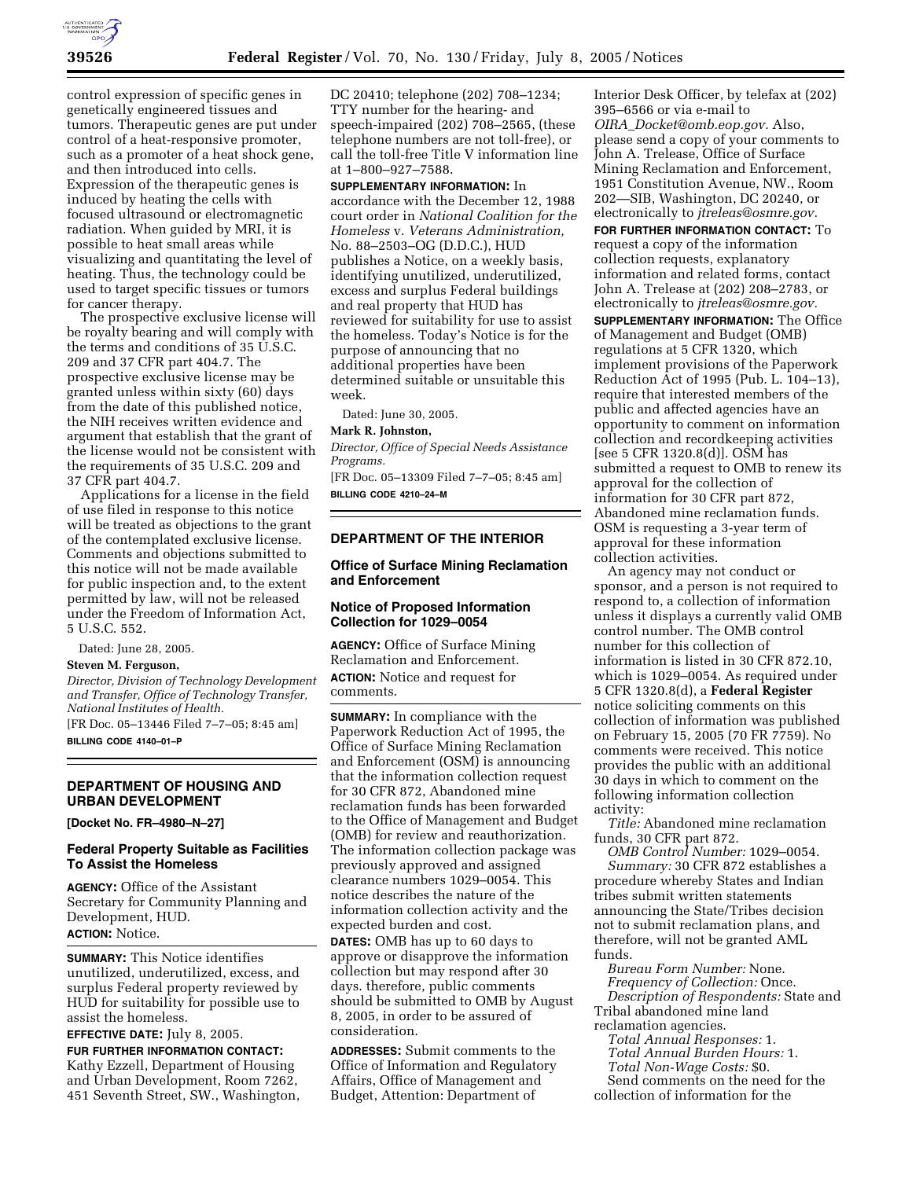control expression of specific genes in genetically engineered tissues and tumors. Therapeutic genes are put under control of a heat-responsive promoter, such as a promoter of a heat shock gene, and then introduced into cells. Expression of the therapeutic genes is induced by heating the cells with focused ultrasound or electromagnetic radiation. When guided by MRI, it is possible to heat small areas while visualizing and quantitating the level of heating. Thus, the technology could be used to target specific tissues or tumors for cancer therapy.

The prospective exclusive license will be royalty bearing and will comply with the terms and conditions of 35 U.S.C. 209 and 37 CFR part 404.7. The prospective exclusive license may be granted unless within sixty (60) days from the date of this published notice, the NIH receives written evidence and argument that establish that the grant of the license would not be consistent with the requirements of 35 U.S.C. 209 and 37 CFR part 404.7.

Applications for a license in the field of use filed in response to this notice will be treated as objections to the grant of the contemplated exclusive license. Comments and objections submitted to this notice will not be made available for public inspection and, to the extent permitted by law, will not be released under the Freedom of Information Act, 5 U.S.C. 552.

Dated: June 28, 2005.

**Steven M. Ferguson,**

*Director, Division of Technology Development and Transfer, Office of Technology Transfer, National Institutes of Health.*

[FR Doc. 05–13446 Filed 7–7–05; 8:45 am]

**BILLING CODE 4140–01–P**

## DEPARTMENT OF HOUSING AND URBAN DEVELOPMENT

**[Docket No. FR–4980–N–27]**

### Federal Property Suitable as Facilities To Assist the Homeless

**AGENCY:** Office of the Assistant Secretary for Community Planning and Development, HUD.

**ACTION:** Notice.

**SUMMARY:** This Notice identifies unutilized, underutilized, excess, and surplus Federal property reviewed by HUD for suitability for possible use to assist the homeless.

**EFFECTIVE DATE:** July 8, 2005.

**FUR FURTHER INFORMATION CONTACT:** Kathy Ezzell, Department of Housing and Urban Development, Room 7262, 451 Seventh Street, SW., Washington, DC 20410; telephone (202) 708–1234; TTY number for the hearing- and speech-impaired (202) 708–2565, (these telephone numbers are not toll-free), or call the toll-free Title V information line at 1–800–927–7588.

**SUPPLEMENTARY INFORMATION:** In accordance with the December 12, 1988 court order in *National Coalition for the Homeless* v. *Veterans Administration,* No. 88–2503–OG (D.D.C.), HUD publishes a Notice, on a weekly basis, identifying unutilized, underutilized, excess and surplus Federal buildings and real property that HUD has reviewed for suitability for use to assist the homeless. Today's Notice is for the purpose of announcing that no additional properties have been determined suitable or unsuitable this week.

Dated: June 30, 2005.

**Mark R. Johnston,**

*Director, Office of Special Needs Assistance Programs.*

[FR Doc. 05–13309 Filed 7–7–05; 8:45 am]

**BILLING CODE 4210–24–M**

## DEPARTMENT OF THE INTERIOR

### Office of Surface Mining Reclamation and Enforcement

### Notice of Proposed Information Collection for 1029–0054

**AGENCY:** Office of Surface Mining Reclamation and Enforcement.

**ACTION:** Notice and request for comments.

**SUMMARY:** In compliance with the Paperwork Reduction Act of 1995, the Office of Surface Mining Reclamation and Enforcement (OSM) is announcing that the information collection request for 30 CFR 872, Abandoned mine reclamation funds has been forwarded to the Office of Management and Budget (OMB) for review and reauthorization. The information collection package was previously approved and assigned clearance numbers 1029–0054. This notice describes the nature of the information collection activity and the expected burden and cost.

**DATES:** OMB has up to 60 days to approve or disapprove the information collection but may respond after 30 days. therefore, public comments should be submitted to OMB by August 8, 2005, in order to be assured of consideration.

**ADDRESSES:** Submit comments to the Office of Information and Regulatory Affairs, Office of Management and Budget, Attention: Department of Interior Desk Officer, by telefax at (202) 395–6566 or via e-mail to *OIRA_Docket@omb.eop.gov.* Also, please send a copy of your comments to John A. Trelease, Office of Surface Mining Reclamation and Enforcement, 1951 Constitution Avenue, NW., Room 202—SIB, Washington, DC 20240, or electronically to *jtreleas@osmre.gov.*

**FOR FURTHER INFORMATION CONTACT:** To request a copy of the information collection requests, explanatory information and related forms, contact John A. Trelease at (202) 208–2783, or electronically to *jtreleas@osmre.gov.*

**SUPPLEMENTARY INFORMATION:** The Office of Management and Budget (OMB) regulations at 5 CFR 1320, which implement provisions of the Paperwork Reduction Act of 1995 (Pub. L. 104–13), require that interested members of the public and affected agencies have an opportunity to comment on information collection and recordkeeping activities [see 5 CFR 1320.8(d)]. OSM has submitted a request to OMB to renew its approval for the collection of information for 30 CFR part 872, Abandoned mine reclamation funds. OSM is requesting a 3-year term of approval for these information collection activities.

An agency may not conduct or sponsor, and a person is not required to respond to, a collection of information unless it displays a currently valid OMB control number. The OMB control number for this collection of information is listed in 30 CFR 872.10, which is 1029–0054. As required under 5 CFR 1320.8(d), a **Federal Register** notice soliciting comments on this collection of information was published on February 15, 2005 (70 FR 7759). No comments were received. This notice provides the public with an additional 30 days in which to comment on the following information collection activity:

*Title:* Abandoned mine reclamation funds, 30 CFR part 872.

*OMB Control Number:* 1029–0054.

*Summary:* 30 CFR 872 establishes a procedure whereby States and Indian tribes submit written statements announcing the State/Tribes decision not to submit reclamation plans, and therefore, will not be granted AML funds.

*Bureau Form Number:* None.

*Frequency of Collection:* Once.

*Description of Respondents:* State and Tribal abandoned mine land reclamation agencies.

*Total Annual Responses:* 1.

*Total Annual Burden Hours:* 1.

*Total Non-Wage Costs:* $0.

Send comments on the need for the collection of information for the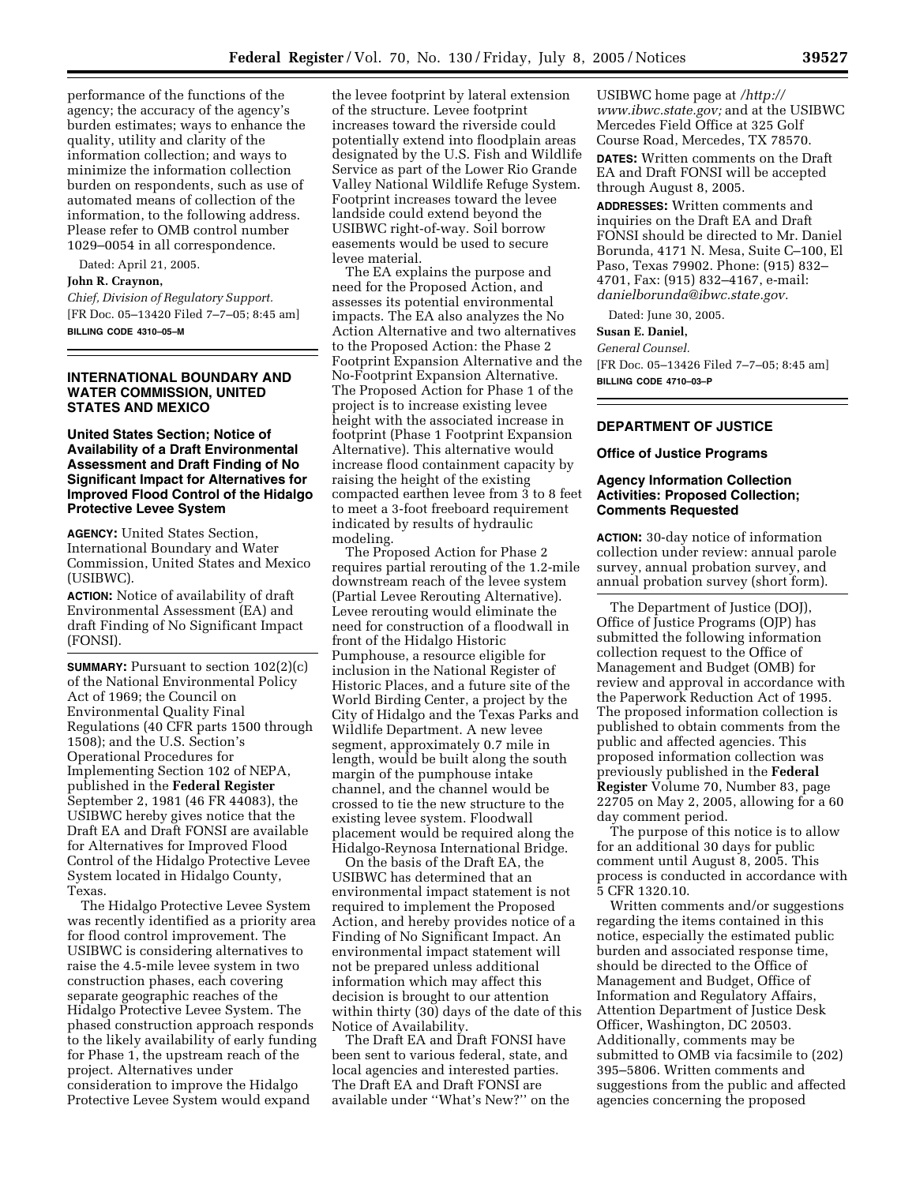performance of the functions of the agency; the accuracy of the agency's burden estimates; ways to enhance the quality, utility and clarity of the information collection; and ways to minimize the information collection burden on respondents, such as use of automated means of collection of the information, to the following address. Please refer to OMB control number 1029–0054 in all correspondence.

Dated: April 21, 2005.

**John R. Craynon,**

*Chief, Division of Regulatory Support.*

[FR Doc. 05–13420 Filed 7–7–05; 8:45 am]

**BILLING CODE 4310–05–M**

## INTERNATIONAL BOUNDARY AND WATER COMMISSION, UNITED STATES AND MEXICO

### United States Section; Notice of Availability of a Draft Environmental Assessment and Draft Finding of No Significant Impact for Alternatives for Improved Flood Control of the Hidalgo Protective Levee System

**AGENCY:** United States Section, International Boundary and Water Commission, United States and Mexico (USIBWC).

**ACTION:** Notice of availability of draft Environmental Assessment (EA) and draft Finding of No Significant Impact (FONSI).

**SUMMARY:** Pursuant to section 102(2)(c) of the National Environmental Policy Act of 1969; the Council on Environmental Quality Final Regulations (40 CFR parts 1500 through 1508); and the U.S. Section's Operational Procedures for Implementing Section 102 of NEPA, published in the **Federal Register** September 2, 1981 (46 FR 44083), the USIBWC hereby gives notice that the Draft EA and Draft FONSI are available for Alternatives for Improved Flood Control of the Hidalgo Protective Levee System located in Hidalgo County, Texas.

The Hidalgo Protective Levee System was recently identified as a priority area for flood control improvement. The USIBWC is considering alternatives to raise the 4.5-mile levee system in two construction phases, each covering separate geographic reaches of the Hidalgo Protective Levee System. The phased construction approach responds to the likely availability of early funding for Phase 1, the upstream reach of the project. Alternatives under consideration to improve the Hidalgo Protective Levee System would expand the levee footprint by lateral extension of the structure. Levee footprint increases toward the riverside could potentially extend into floodplain areas designated by the U.S. Fish and Wildlife Service as part of the Lower Rio Grande Valley National Wildlife Refuge System. Footprint increases toward the levee landside could extend beyond the USIBWC right-of-way. Soil borrow easements would be used to secure levee material.

The EA explains the purpose and need for the Proposed Action, and assesses its potential environmental impacts. The EA also analyzes the No Action Alternative and two alternatives to the Proposed Action: the Phase 2 Footprint Expansion Alternative and the No-Footprint Expansion Alternative. The Proposed Action for Phase 1 of the project is to increase existing levee height with the associated increase in footprint (Phase 1 Footprint Expansion Alternative). This alternative would increase flood containment capacity by raising the height of the existing compacted earthen levee from 3 to 8 feet to meet a 3-foot freeboard requirement indicated by results of hydraulic modeling.

The Proposed Action for Phase 2 requires partial rerouting of the 1.2-mile downstream reach of the levee system (Partial Levee Rerouting Alternative). Levee rerouting would eliminate the need for construction of a floodwall in front of the Hidalgo Historic Pumphouse, a resource eligible for inclusion in the National Register of Historic Places, and a future site of the World Birding Center, a project by the City of Hidalgo and the Texas Parks and Wildlife Department. A new levee segment, approximately 0.7 mile in length, would be built along the south margin of the pumphouse intake channel, and the channel would be crossed to tie the new structure to the existing levee system. Floodwall placement would be required along the Hidalgo-Reynosa International Bridge.

On the basis of the Draft EA, the USIBWC has determined that an environmental impact statement is not required to implement the Proposed Action, and hereby provides notice of a Finding of No Significant Impact. An environmental impact statement will not be prepared unless additional information which may affect this decision is brought to our attention within thirty (30) days of the date of this Notice of Availability.

The Draft EA and Draft FONSI have been sent to various federal, state, and local agencies and interested parties. The Draft EA and Draft FONSI are available under ''What's New?'' on the USIBWC home page at */http://www.ibwc.state.gov;* and at the USIBWC Mercedes Field Office at 325 Golf Course Road, Mercedes, TX 78570.

**DATES:** Written comments on the Draft EA and Draft FONSI will be accepted through August 8, 2005.

**ADDRESSES:** Written comments and inquiries on the Draft EA and Draft FONSI should be directed to Mr. Daniel Borunda, 4171 N. Mesa, Suite C–100, El Paso, Texas 79902. Phone: (915) 832–4701, Fax: (915) 832–4167, e-mail: *danielborunda@ibwc.state.gov.*

Dated: June 30, 2005.

**Susan E. Daniel,**

*General Counsel.*

[FR Doc. 05–13426 Filed 7–7–05; 8:45 am]

**BILLING CODE 4710–03–P**

## DEPARTMENT OF JUSTICE

### Office of Justice Programs

### Agency Information Collection Activities: Proposed Collection; Comments Requested

**ACTION:** 30-day notice of information collection under review: annual parole survey, annual probation survey, and annual probation survey (short form).

The Department of Justice (DOJ), Office of Justice Programs (OJP) has submitted the following information collection request to the Office of Management and Budget (OMB) for review and approval in accordance with the Paperwork Reduction Act of 1995. The proposed information collection is published to obtain comments from the public and affected agencies. This proposed information collection was previously published in the **Federal Register** Volume 70, Number 83, page 22705 on May 2, 2005, allowing for a 60 day comment period.

The purpose of this notice is to allow for an additional 30 days for public comment until August 8, 2005. This process is conducted in accordance with 5 CFR 1320.10.

Written comments and/or suggestions regarding the items contained in this notice, especially the estimated public burden and associated response time, should be directed to the Office of Management and Budget, Office of Information and Regulatory Affairs, Attention Department of Justice Desk Officer, Washington, DC 20503. Additionally, comments may be submitted to OMB via facsimile to (202) 395–5806. Written comments and suggestions from the public and affected agencies concerning the proposed